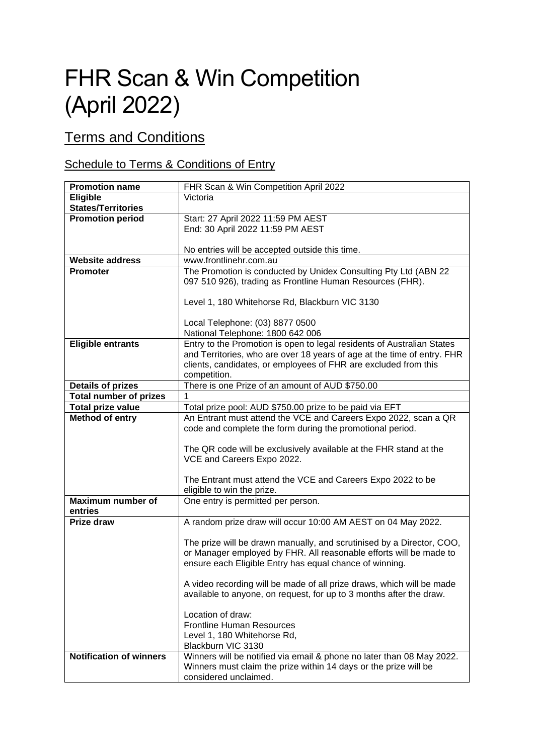# FHR Scan & Win Competition (April 2022)

## Terms and Conditions

### Schedule to Terms & Conditions of Entry

| **Promotion name** | FHR Scan & Win Competition April 2022 |
|---|---|
| **Eligible States/Territories** | Victoria |
| **Promotion period** | Start: 27 April 2022 11:59 PM AEST<br>End: 30 April 2022 11:59 PM AEST<br><br>No entries will be accepted outside this time. |
| **Website address** | www.frontlinehr.com.au |
| **Promoter** | The Promotion is conducted by Unidex Consulting Pty Ltd (ABN 22 097 510 926), trading as Frontline Human Resources (FHR).<br><br>Level 1, 180 Whitehorse Rd, Blackburn VIC 3130<br><br>Local Telephone: (03) 8877 0500<br>National Telephone: 1800 642 006 |
| **Eligible entrants** | Entry to the Promotion is open to legal residents of Australian States and Territories, who are over 18 years of age at the time of entry. FHR clients, candidates, or employees of FHR are excluded from this competition. |
| **Details of prizes** | There is one Prize of an amount of AUD $750.00 |
| **Total number of prizes** | 1 |
| **Total prize value** | Total prize pool: AUD $750.00 prize to be paid via EFT |
| **Method of entry** | An Entrant must attend the VCE and Careers Expo 2022, scan a QR code and complete the form during the promotional period.<br><br>The QR code will be exclusively available at the FHR stand at the VCE and Careers Expo 2022.<br><br>The Entrant must attend the VCE and Careers Expo 2022 to be eligible to win the prize. |
| **Maximum number of entries** | One entry is permitted per person. |
| **Prize draw** | A random prize draw will occur 10:00 AM AEST on 04 May 2022.<br><br>The prize will be drawn manually, and scrutinised by a Director, COO, or Manager employed by FHR. All reasonable efforts will be made to ensure each Eligible Entry has equal chance of winning.<br><br>A video recording will be made of all prize draws, which will be made available to anyone, on request, for up to 3 months after the draw.<br><br>Location of draw:<br>Frontline Human Resources<br>Level 1, 180 Whitehorse Rd,<br>Blackburn VIC 3130 |
| **Notification of winners** | Winners will be notified via email & phone no later than 08 May 2022. Winners must claim the prize within 14 days or the prize will be considered unclaimed. |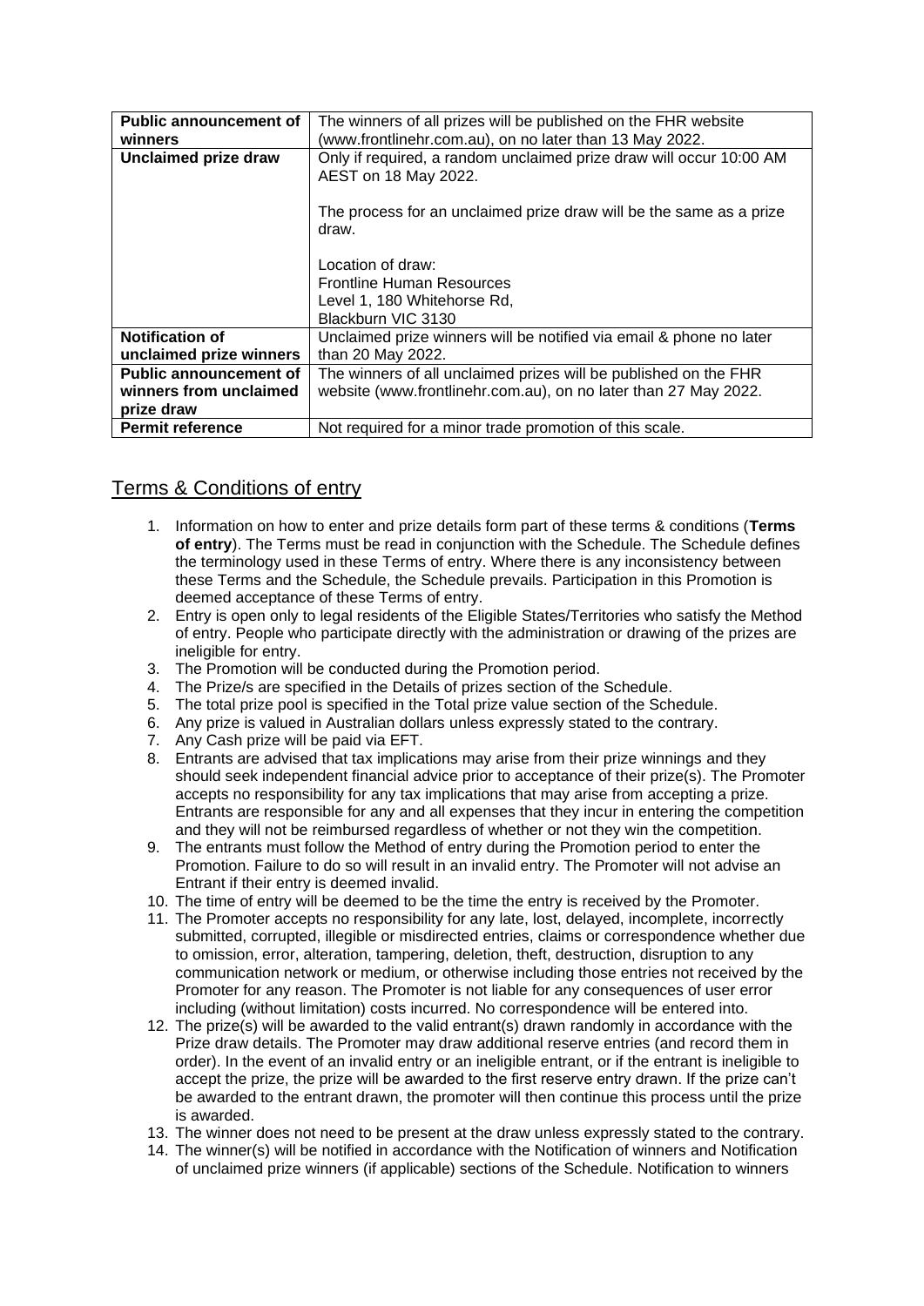| | |
|---|---|
| **Public announcement of winners** | The winners of all prizes will be published on the FHR website (www.frontlinehr.com.au), on no later than 13 May 2022. |
| **Unclaimed prize draw** | Only if required, a random unclaimed prize draw will occur 10:00 AM AEST on 18 May 2022.<br><br>The process for an unclaimed prize draw will be the same as a prize draw.<br><br>Location of draw:<br>Frontline Human Resources<br>Level 1, 180 Whitehorse Rd,<br>Blackburn VIC 3130 |
| **Notification of unclaimed prize winners** | Unclaimed prize winners will be notified via email & phone no later than 20 May 2022. |
| **Public announcement of winners from unclaimed prize draw** | The winners of all unclaimed prizes will be published on the FHR website (www.frontlinehr.com.au), on no later than 27 May 2022. |
| **Permit reference** | Not required for a minor trade promotion of this scale. |

## Terms & Conditions of entry

1. Information on how to enter and prize details form part of these terms & conditions (**Terms of entry**). The Terms must be read in conjunction with the Schedule. The Schedule defines the terminology used in these Terms of entry. Where there is any inconsistency between these Terms and the Schedule, the Schedule prevails. Participation in this Promotion is deemed acceptance of these Terms of entry.
2. Entry is open only to legal residents of the Eligible States/Territories who satisfy the Method of entry. People who participate directly with the administration or drawing of the prizes are ineligible for entry.
3. The Promotion will be conducted during the Promotion period.
4. The Prize/s are specified in the Details of prizes section of the Schedule.
5. The total prize pool is specified in the Total prize value section of the Schedule.
6. Any prize is valued in Australian dollars unless expressly stated to the contrary.
7. Any Cash prize will be paid via EFT.
8. Entrants are advised that tax implications may arise from their prize winnings and they should seek independent financial advice prior to acceptance of their prize(s). The Promoter accepts no responsibility for any tax implications that may arise from accepting a prize. Entrants are responsible for any and all expenses that they incur in entering the competition and they will not be reimbursed regardless of whether or not they win the competition.
9. The entrants must follow the Method of entry during the Promotion period to enter the Promotion. Failure to do so will result in an invalid entry. The Promoter will not advise an Entrant if their entry is deemed invalid.
10. The time of entry will be deemed to be the time the entry is received by the Promoter.
11. The Promoter accepts no responsibility for any late, lost, delayed, incomplete, incorrectly submitted, corrupted, illegible or misdirected entries, claims or correspondence whether due to omission, error, alteration, tampering, deletion, theft, destruction, disruption to any communication network or medium, or otherwise including those entries not received by the Promoter for any reason. The Promoter is not liable for any consequences of user error including (without limitation) costs incurred. No correspondence will be entered into.
12. The prize(s) will be awarded to the valid entrant(s) drawn randomly in accordance with the Prize draw details. The Promoter may draw additional reserve entries (and record them in order). In the event of an invalid entry or an ineligible entrant, or if the entrant is ineligible to accept the prize, the prize will be awarded to the first reserve entry drawn. If the prize can't be awarded to the entrant drawn, the promoter will then continue this process until the prize is awarded.
13. The winner does not need to be present at the draw unless expressly stated to the contrary.
14. The winner(s) will be notified in accordance with the Notification of winners and Notification of unclaimed prize winners (if applicable) sections of the Schedule. Notification to winners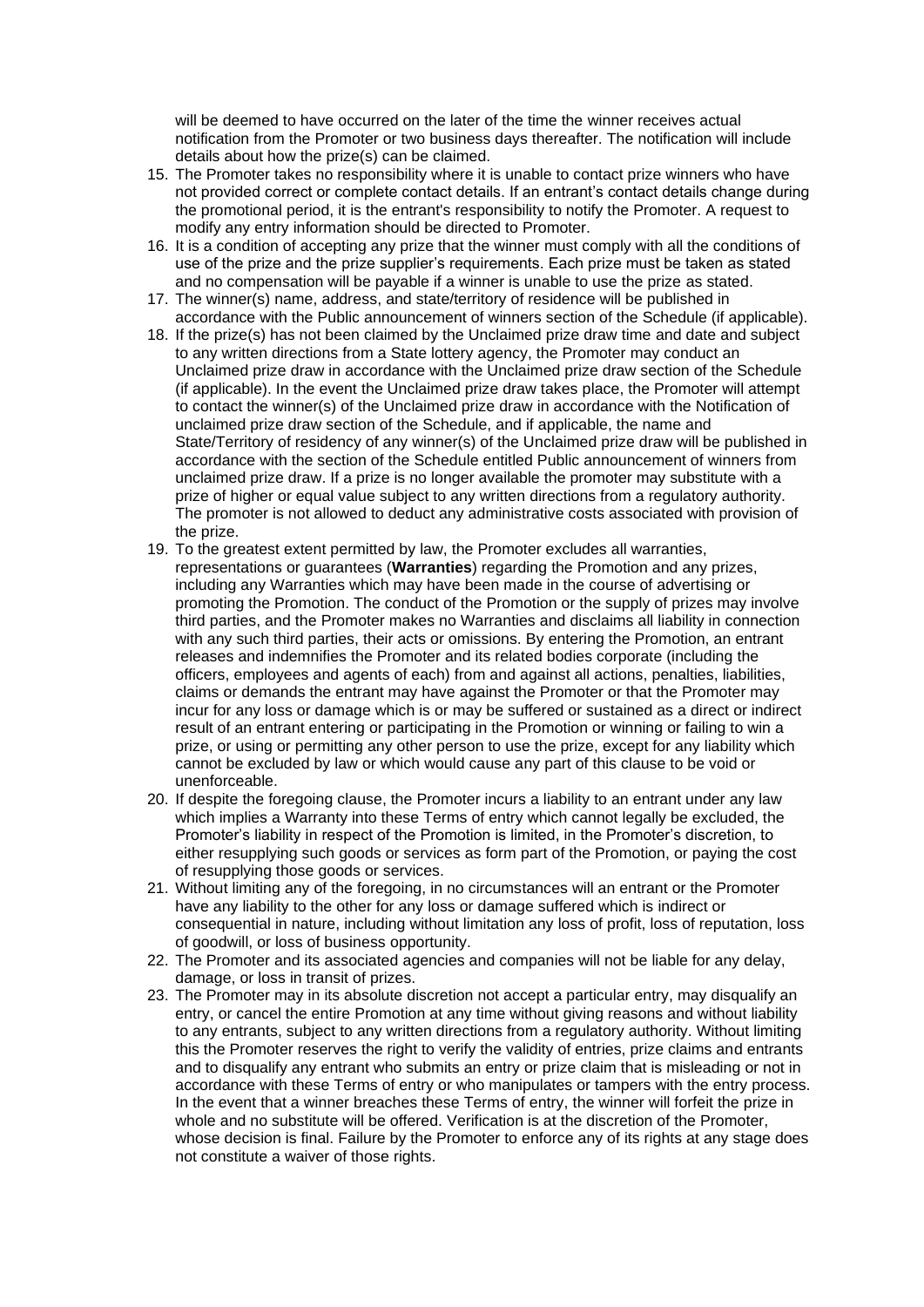will be deemed to have occurred on the later of the time the winner receives actual notification from the Promoter or two business days thereafter. The notification will include details about how the prize(s) can be claimed.

15. The Promoter takes no responsibility where it is unable to contact prize winners who have not provided correct or complete contact details. If an entrant's contact details change during the promotional period, it is the entrant's responsibility to notify the Promoter. A request to modify any entry information should be directed to Promoter.
16. It is a condition of accepting any prize that the winner must comply with all the conditions of use of the prize and the prize supplier's requirements. Each prize must be taken as stated and no compensation will be payable if a winner is unable to use the prize as stated.
17. The winner(s) name, address, and state/territory of residence will be published in accordance with the Public announcement of winners section of the Schedule (if applicable).
18. If the prize(s) has not been claimed by the Unclaimed prize draw time and date and subject to any written directions from a State lottery agency, the Promoter may conduct an Unclaimed prize draw in accordance with the Unclaimed prize draw section of the Schedule (if applicable). In the event the Unclaimed prize draw takes place, the Promoter will attempt to contact the winner(s) of the Unclaimed prize draw in accordance with the Notification of unclaimed prize draw section of the Schedule, and if applicable, the name and State/Territory of residency of any winner(s) of the Unclaimed prize draw will be published in accordance with the section of the Schedule entitled Public announcement of winners from unclaimed prize draw. If a prize is no longer available the promoter may substitute with a prize of higher or equal value subject to any written directions from a regulatory authority. The promoter is not allowed to deduct any administrative costs associated with provision of the prize.
19. To the greatest extent permitted by law, the Promoter excludes all warranties, representations or guarantees (**Warranties**) regarding the Promotion and any prizes, including any Warranties which may have been made in the course of advertising or promoting the Promotion. The conduct of the Promotion or the supply of prizes may involve third parties, and the Promoter makes no Warranties and disclaims all liability in connection with any such third parties, their acts or omissions. By entering the Promotion, an entrant releases and indemnifies the Promoter and its related bodies corporate (including the officers, employees and agents of each) from and against all actions, penalties, liabilities, claims or demands the entrant may have against the Promoter or that the Promoter may incur for any loss or damage which is or may be suffered or sustained as a direct or indirect result of an entrant entering or participating in the Promotion or winning or failing to win a prize, or using or permitting any other person to use the prize, except for any liability which cannot be excluded by law or which would cause any part of this clause to be void or unenforceable.
20. If despite the foregoing clause, the Promoter incurs a liability to an entrant under any law which implies a Warranty into these Terms of entry which cannot legally be excluded, the Promoter's liability in respect of the Promotion is limited, in the Promoter's discretion, to either resupplying such goods or services as form part of the Promotion, or paying the cost of resupplying those goods or services.
21. Without limiting any of the foregoing, in no circumstances will an entrant or the Promoter have any liability to the other for any loss or damage suffered which is indirect or consequential in nature, including without limitation any loss of profit, loss of reputation, loss of goodwill, or loss of business opportunity.
22. The Promoter and its associated agencies and companies will not be liable for any delay, damage, or loss in transit of prizes.
23. The Promoter may in its absolute discretion not accept a particular entry, may disqualify an entry, or cancel the entire Promotion at any time without giving reasons and without liability to any entrants, subject to any written directions from a regulatory authority. Without limiting this the Promoter reserves the right to verify the validity of entries, prize claims and entrants and to disqualify any entrant who submits an entry or prize claim that is misleading or not in accordance with these Terms of entry or who manipulates or tampers with the entry process. In the event that a winner breaches these Terms of entry, the winner will forfeit the prize in whole and no substitute will be offered. Verification is at the discretion of the Promoter, whose decision is final. Failure by the Promoter to enforce any of its rights at any stage does not constitute a waiver of those rights.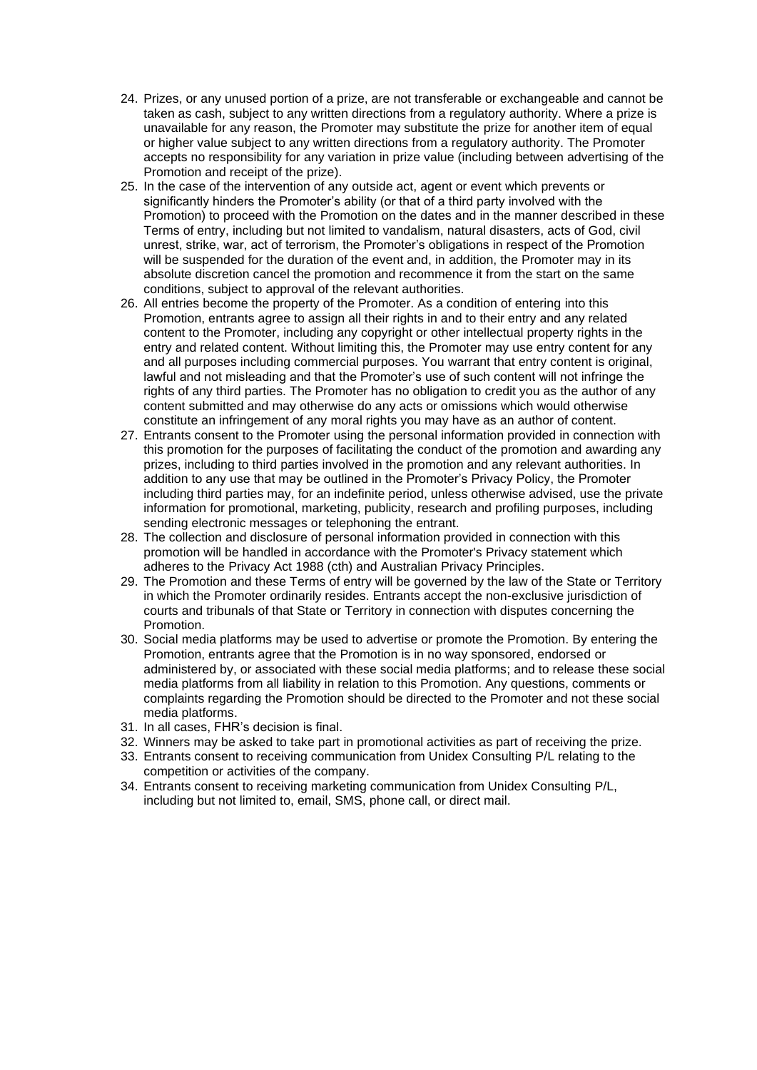24. Prizes, or any unused portion of a prize, are not transferable or exchangeable and cannot be taken as cash, subject to any written directions from a regulatory authority. Where a prize is unavailable for any reason, the Promoter may substitute the prize for another item of equal or higher value subject to any written directions from a regulatory authority. The Promoter accepts no responsibility for any variation in prize value (including between advertising of the Promotion and receipt of the prize).
25. In the case of the intervention of any outside act, agent or event which prevents or significantly hinders the Promoter's ability (or that of a third party involved with the Promotion) to proceed with the Promotion on the dates and in the manner described in these Terms of entry, including but not limited to vandalism, natural disasters, acts of God, civil unrest, strike, war, act of terrorism, the Promoter's obligations in respect of the Promotion will be suspended for the duration of the event and, in addition, the Promoter may in its absolute discretion cancel the promotion and recommence it from the start on the same conditions, subject to approval of the relevant authorities.
26. All entries become the property of the Promoter. As a condition of entering into this Promotion, entrants agree to assign all their rights in and to their entry and any related content to the Promoter, including any copyright or other intellectual property rights in the entry and related content. Without limiting this, the Promoter may use entry content for any and all purposes including commercial purposes. You warrant that entry content is original, lawful and not misleading and that the Promoter's use of such content will not infringe the rights of any third parties. The Promoter has no obligation to credit you as the author of any content submitted and may otherwise do any acts or omissions which would otherwise constitute an infringement of any moral rights you may have as an author of content.
27. Entrants consent to the Promoter using the personal information provided in connection with this promotion for the purposes of facilitating the conduct of the promotion and awarding any prizes, including to third parties involved in the promotion and any relevant authorities. In addition to any use that may be outlined in the Promoter's Privacy Policy, the Promoter including third parties may, for an indefinite period, unless otherwise advised, use the private information for promotional, marketing, publicity, research and profiling purposes, including sending electronic messages or telephoning the entrant.
28. The collection and disclosure of personal information provided in connection with this promotion will be handled in accordance with the Promoter's Privacy statement which adheres to the Privacy Act 1988 (cth) and Australian Privacy Principles.
29. The Promotion and these Terms of entry will be governed by the law of the State or Territory in which the Promoter ordinarily resides. Entrants accept the non-exclusive jurisdiction of courts and tribunals of that State or Territory in connection with disputes concerning the Promotion.
30. Social media platforms may be used to advertise or promote the Promotion. By entering the Promotion, entrants agree that the Promotion is in no way sponsored, endorsed or administered by, or associated with these social media platforms; and to release these social media platforms from all liability in relation to this Promotion. Any questions, comments or complaints regarding the Promotion should be directed to the Promoter and not these social media platforms.
31. In all cases, FHR's decision is final.
32. Winners may be asked to take part in promotional activities as part of receiving the prize.
33. Entrants consent to receiving communication from Unidex Consulting P/L relating to the competition or activities of the company.
34. Entrants consent to receiving marketing communication from Unidex Consulting P/L, including but not limited to, email, SMS, phone call, or direct mail.